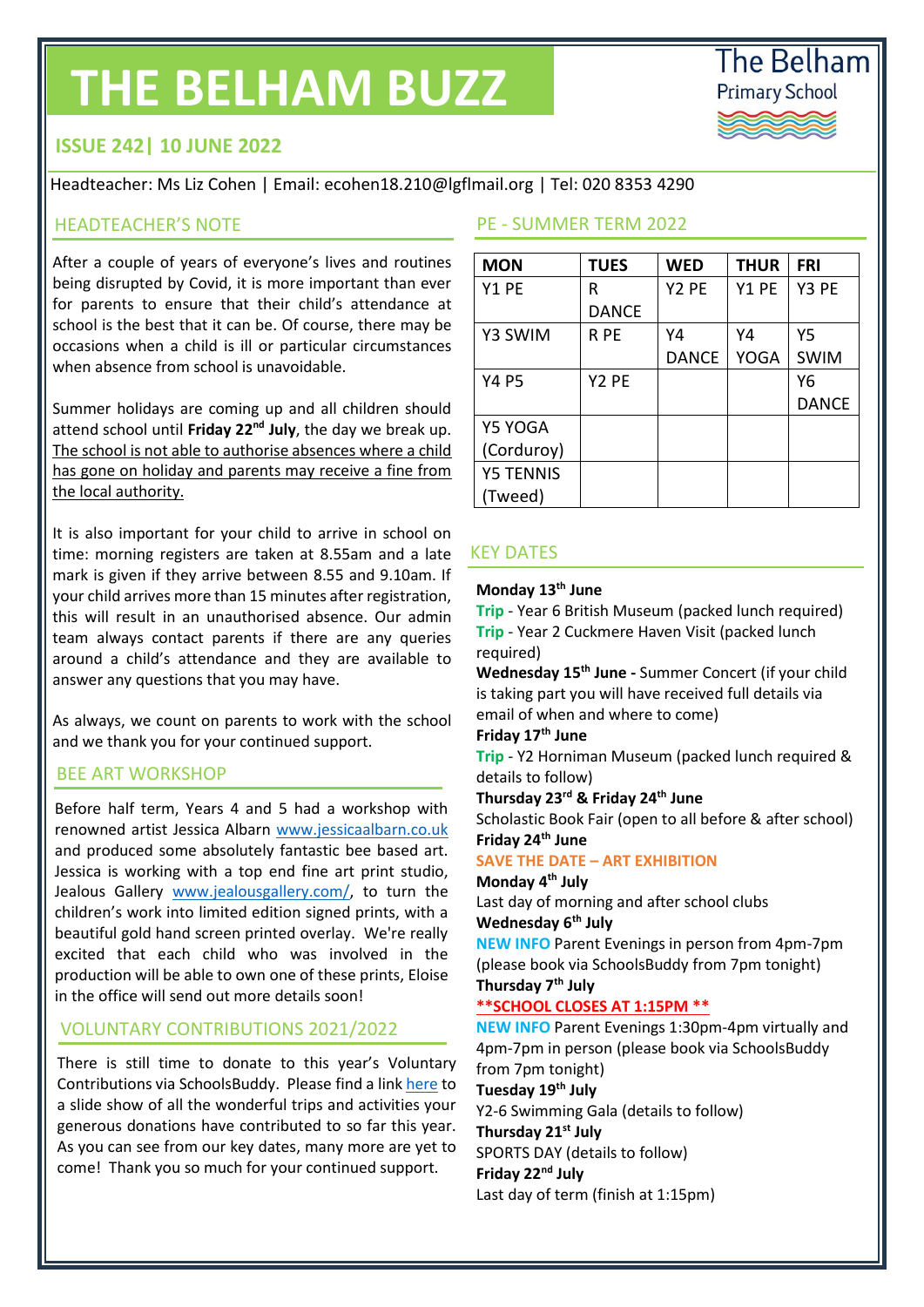# THE BELHAM BUZZ

The Belham Primary School

## ISSUE 242| 10 JUNE 2022

Headteacher: Ms Liz Cohen | Email: ecohen18.210@lgflmail.org | Tel: 020 8353 4290

## HEADTEACHER'S NOTE

After a couple of years of everyone's lives and routines being disrupted by Covid, it is more important than ever for parents to ensure that their child's attendance at school is the best that it can be. Of course, there may be occasions when a child is ill or particular circumstances when absence from school is unavoidable.

Summer holidays are coming up and all children should attend school until **Friday 22nd July**, the day we break up. The school is not able to authorise absences where a child has gone on holiday and parents may receive a fine from the local authority.

It is also important for your child to arrive in school on time: morning registers are taken at 8.55am and a late mark is given if they arrive between 8.55 and 9.10am. If your child arrives more than 15 minutes after registration, this will result in an unauthorised absence. Our admin team always contact parents if there are any queries around a child's attendance and they are available to answer any questions that you may have.

As always, we count on parents to work with the school and we thank you for your continued support.

## BEE ART WORKSHOP

Before half term, Years 4 and 5 had a workshop with renowned artist Jessica Albarn www.jessicaalbarn.co.uk and produced some absolutely fantastic bee based art. Jessica is working with a top end fine art print studio, Jealous Gallery www.jealousgallery.com/, to turn the children's work into limited edition signed prints, with a beautiful gold hand screen printed overlay. We're really excited that each child who was involved in the production will be able to own one of these prints, Eloise in the office will send out more details soon!

## VOLUNTARY CONTRIBUTIONS 2021/2022

There is still time to donate to this year's Voluntary Contributions via SchoolsBuddy. Please find a link here to a slide show of all the wonderful trips and activities your generous donations have contributed to so far this year. As you can see from our key dates, many more are yet to come! Thank you so much for your continued support.

## PE - SUMMER TERM 2022

| MON | TUES | WED | THUR | FRI |
|---|---|---|---|---|
| Y1 PE | R DANCE | Y2 PE | Y1 PE | Y3 PE |
| Y3 SWIM | R PE | Y4 DANCE | Y4 YOGA | Y5 SWIM |
| Y4 P5 | Y2 PE | | | Y6 DANCE |
| Y5 YOGA (Corduroy) | | | | |
| Y5 TENNIS (Tweed) | | | | |

## KEY DATES

**Monday 13th June**
Trip - Year 6 British Museum (packed lunch required)
Trip - Year 2 Cuckmere Haven Visit (packed lunch required)
**Wednesday 15th June -** Summer Concert (if your child is taking part you will have received full details via email of when and where to come)
**Friday 17th June**
Trip - Y2 Horniman Museum (packed lunch required & details to follow)
**Thursday 23rd & Friday 24th June**
Scholastic Book Fair (open to all before & after school)
**Friday 24th June**
SAVE THE DATE – ART EXHIBITION
**Monday 4th July**
Last day of morning and after school clubs
**Wednesday 6th July**
NEW INFO Parent Evenings in person from 4pm-7pm (please book via SchoolsBuddy from 7pm tonight)
**Thursday 7th July**
**\*\*SCHOOL CLOSES AT 1:15PM \*\***
NEW INFO Parent Evenings 1:30pm-4pm virtually and 4pm-7pm in person (please book via SchoolsBuddy from 7pm tonight)
**Tuesday 19th July**
Y2-6 Swimming Gala (details to follow)
**Thursday 21st July**
SPORTS DAY (details to follow)
**Friday 22nd July**
Last day of term (finish at 1:15pm)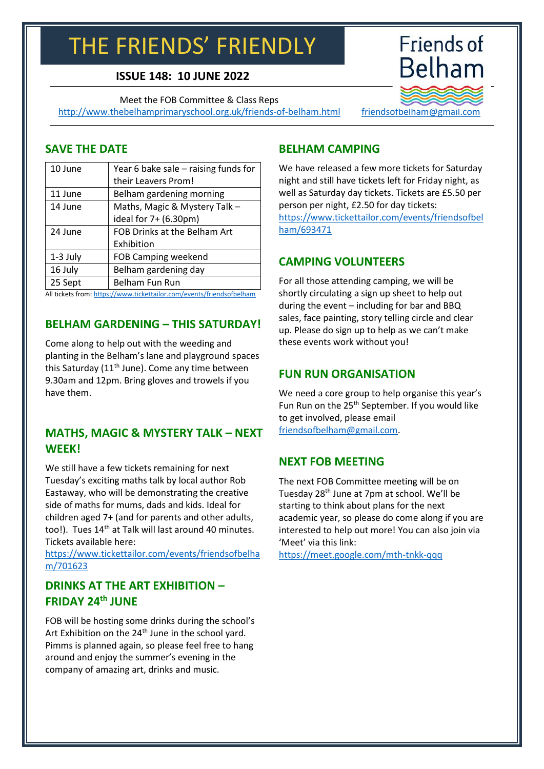# THE FRIENDS' FRIENDLY

**ISSUE 148: 10 JUNE 2022**

Friends of Belham

Meet the FOB Committee & Class Reps
http://www.thebelhamprimaryschool.org.uk/friends-of-belham.html friendsofbelham@gmail.com

## SAVE THE DATE

| | |
|---|---|
| 10 June | Year 6 bake sale – raising funds for their Leavers Prom! |
| 11 June | Belham gardening morning |
| 14 June | Maths, Magic & Mystery Talk – ideal for 7+ (6.30pm) |
| 24 June | FOB Drinks at the Belham Art Exhibition |
| 1-3 July | FOB Camping weekend |
| 16 July | Belham gardening day |
| 25 Sept | Belham Fun Run |

All tickets from: https://www.tickettailor.com/events/friendsofbelham

## BELHAM GARDENING – THIS SATURDAY!

Come along to help out with the weeding and planting in the Belham's lane and playground spaces this Saturday (11th June). Come any time between 9.30am and 12pm. Bring gloves and trowels if you have them.

## MATHS, MAGIC & MYSTERY TALK – NEXT WEEK!

We still have a few tickets remaining for next Tuesday's exciting maths talk by local author Rob Eastaway, who will be demonstrating the creative side of maths for mums, dads and kids. Ideal for children aged 7+ (and for parents and other adults, too!). Tues 14th at Talk will last around 40 minutes. Tickets available here:
https://www.tickettailor.com/events/friendsofbelham/701623

## DRINKS AT THE ART EXHIBITION – FRIDAY 24th JUNE

FOB will be hosting some drinks during the school's Art Exhibition on the 24th June in the school yard. Pimms is planned again, so please feel free to hang around and enjoy the summer's evening in the company of amazing art, drinks and music.

## BELHAM CAMPING

We have released a few more tickets for Saturday night and still have tickets left for Friday night, as well as Saturday day tickets. Tickets are £5.50 per person per night, £2.50 for day tickets:
https://www.tickettailor.com/events/friendsofbelham/693471

## CAMPING VOLUNTEERS

For all those attending camping, we will be shortly circulating a sign up sheet to help out during the event – including for bar and BBQ sales, face painting, story telling circle and clear up. Please do sign up to help as we can't make these events work without you!

## FUN RUN ORGANISATION

We need a core group to help organise this year's Fun Run on the 25th September. If you would like to get involved, please email friendsofbelham@gmail.com.

## NEXT FOB MEETING

The next FOB Committee meeting will be on Tuesday 28th June at 7pm at school. We'll be starting to think about plans for the next academic year, so please do come along if you are interested to help out more! You can also join via 'Meet' via this link:
https://meet.google.com/mth-tnkk-qqq